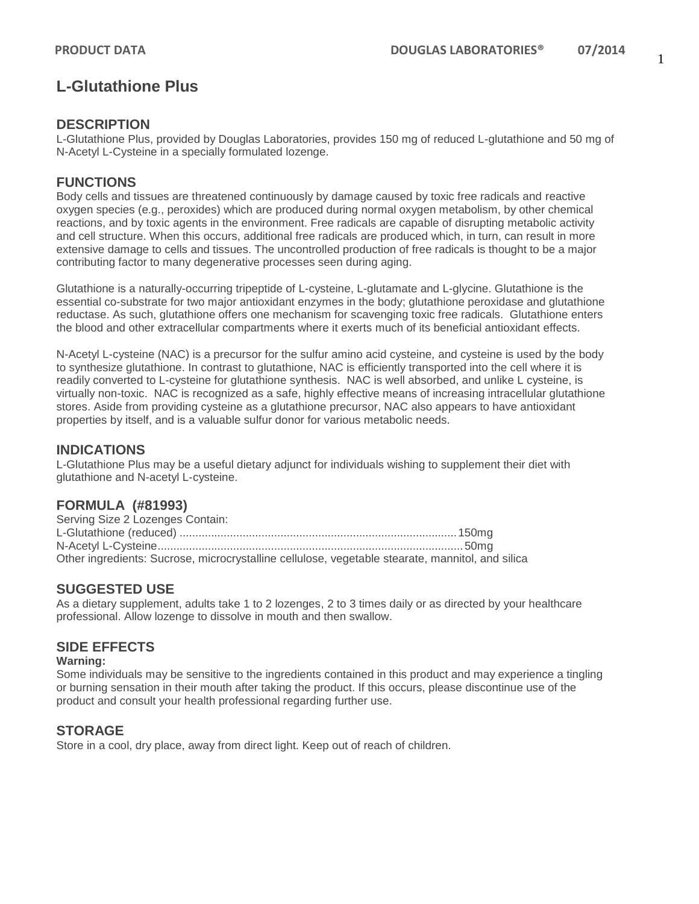# L-Glutathione Plus

## DESCRIPTION

L-Glutathione Plus, provided by Douglas Laboratories, provides 150 mg of reduced L-glutathione and 50 mg of N-Acetyl L-Cysteine in a specially formulated lozenge.

## FUNCTIONS

Body cells and tissues are threatened continuously by damage caused by toxic free radicals and reactive oxygen species (e.g., peroxides) which are produced during normal oxygen metabolism, by other chemical reactions, and by toxic agents in the environment. Free radicals are capable of disrupting metabolic activity and cell structure. When this occurs, additional free radicals are produced which, in turn, can result in more extensive damage to cells and tissues. The uncontrolled production of free radicals is thought to be a major contributing factor to many degenerative processes seen during aging.

Glutathione is a naturally-occurring tripeptide of L-cysteine, L-glutamate and L-glycine. Glutathione is the essential co-substrate for two major antioxidant enzymes in the body; glutathione peroxidase and glutathione reductase. As such, glutathione offers one mechanism for scavenging toxic free radicals. Glutathione enters the blood and other extracellular compartments where it exerts much of its beneficial antioxidant effects.

N-Acetyl L-cysteine (NAC) is a precursor for the sulfur amino acid cysteine, and cysteine is used by the body to synthesize glutathione. In contrast to glutathione, NAC is efficiently transported into the cell where it is readily converted to L-cysteine for glutathione synthesis. NAC is well absorbed, and unlike L cysteine, is virtually non-toxic. NAC is recognized as a safe, highly effective means of increasing intracellular glutathione stores. Aside from providing cysteine as a glutathione precursor, NAC also appears to have antioxidant properties by itself, and is a valuable sulfur donor for various metabolic needs.

## INDICATIONS

L-Glutathione Plus may be a useful dietary adjunct for individuals wishing to supplement their diet with glutathione and N-acetyl L-cysteine.

## FORMULA (#81993)

Serving Size 2 Lozenges Contain:
L-Glutathione (reduced) ........................................................................................ 150mg
N-Acetyl L-Cysteine................................................................................................ 50mg
Other ingredients: Sucrose, microcrystalline cellulose, vegetable stearate, mannitol, and silica

## SUGGESTED USE

As a dietary supplement, adults take 1 to 2 lozenges, 2 to 3 times daily or as directed by your healthcare professional. Allow lozenge to dissolve in mouth and then swallow.

## SIDE EFFECTS

**Warning:**
Some individuals may be sensitive to the ingredients contained in this product and may experience a tingling or burning sensation in their mouth after taking the product. If this occurs, please discontinue use of the product and consult your health professional regarding further use.

## STORAGE

Store in a cool, dry place, away from direct light. Keep out of reach of children.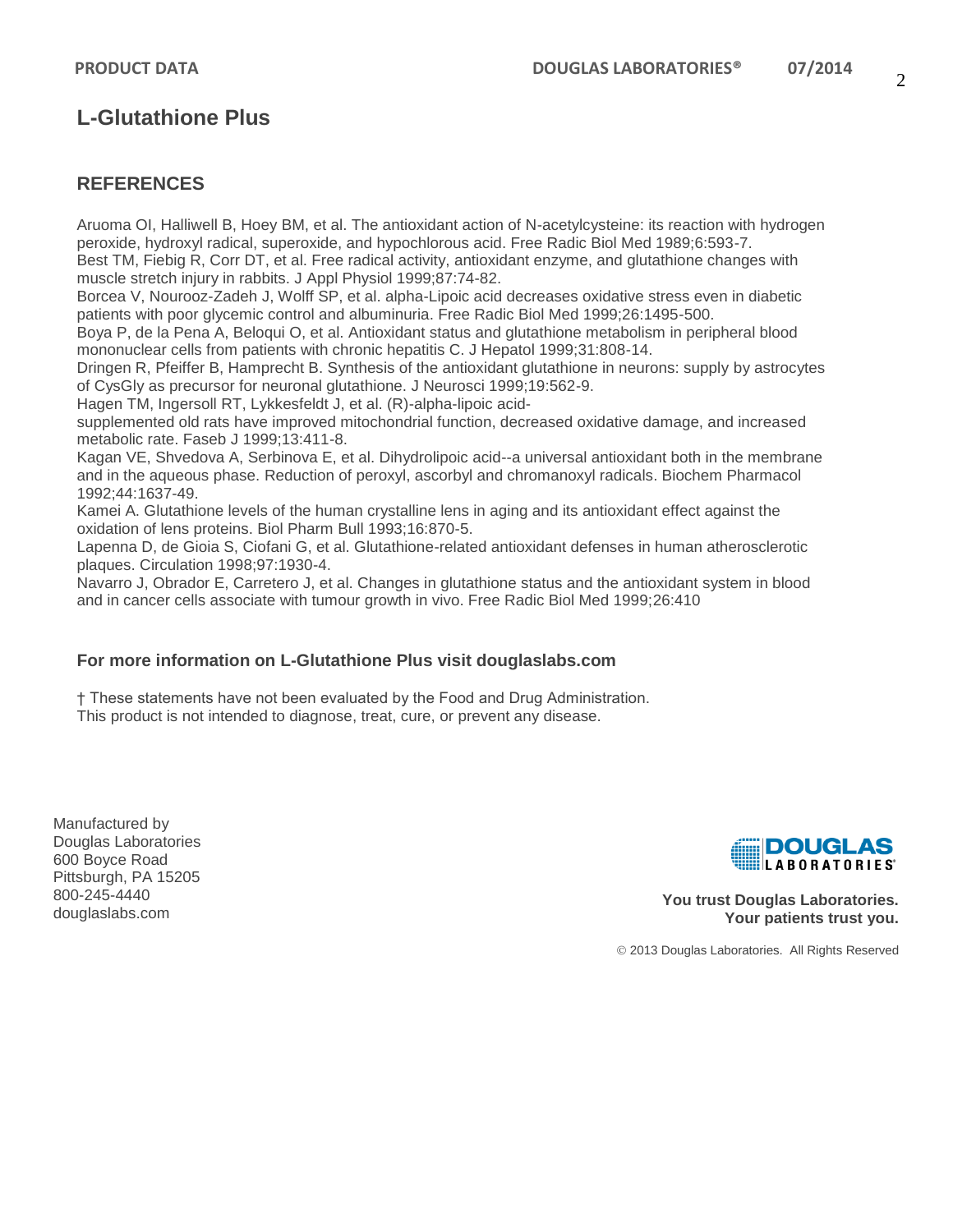# L-Glutathione Plus

## REFERENCES

Aruoma OI, Halliwell B, Hoey BM, et al. The antioxidant action of N-acetylcysteine: its reaction with hydrogen peroxide, hydroxyl radical, superoxide, and hypochlorous acid. Free Radic Biol Med 1989;6:593-7.

Best TM, Fiebig R, Corr DT, et al. Free radical activity, antioxidant enzyme, and glutathione changes with muscle stretch injury in rabbits. J Appl Physiol 1999;87:74-82.

Borcea V, Nourooz-Zadeh J, Wolff SP, et al. alpha-Lipoic acid decreases oxidative stress even in diabetic patients with poor glycemic control and albuminuria. Free Radic Biol Med 1999;26:1495-500.

Boya P, de la Pena A, Beloqui O, et al. Antioxidant status and glutathione metabolism in peripheral blood mononuclear cells from patients with chronic hepatitis C. J Hepatol 1999;31:808-14.

Dringen R, Pfeiffer B, Hamprecht B. Synthesis of the antioxidant glutathione in neurons: supply by astrocytes of CysGly as precursor for neuronal glutathione. J Neurosci 1999;19:562-9.

Hagen TM, Ingersoll RT, Lykkesfeldt J, et al. (R)-alpha-lipoic acid-supplemented old rats have improved mitochondrial function, decreased oxidative damage, and increased metabolic rate. Faseb J 1999;13:411-8.

Kagan VE, Shvedova A, Serbinova E, et al. Dihydrolipoic acid--a universal antioxidant both in the membrane and in the aqueous phase. Reduction of peroxyl, ascorbyl and chromanoxyl radicals. Biochem Pharmacol 1992;44:1637-49.

Kamei A. Glutathione levels of the human crystalline lens in aging and its antioxidant effect against the oxidation of lens proteins. Biol Pharm Bull 1993;16:870-5.

Lapenna D, de Gioia S, Ciofani G, et al. Glutathione-related antioxidant defenses in human atherosclerotic plaques. Circulation 1998;97:1930-4.

Navarro J, Obrador E, Carretero J, et al. Changes in glutathione status and the antioxidant system in blood and in cancer cells associate with tumour growth in vivo. Free Radic Biol Med 1999;26:410

**For more information on L-Glutathione Plus visit douglaslabs.com**

† These statements have not been evaluated by the Food and Drug Administration.
This product is not intended to diagnose, treat, cure, or prevent any disease.

Manufactured by
Douglas Laboratories
600 Boyce Road
Pittsburgh, PA 15205
800-245-4440
douglaslabs.com

DOUGLAS LABORATORIES

**You trust Douglas Laboratories.
Your patients trust you.**

© 2013 Douglas Laboratories. All Rights Reserved